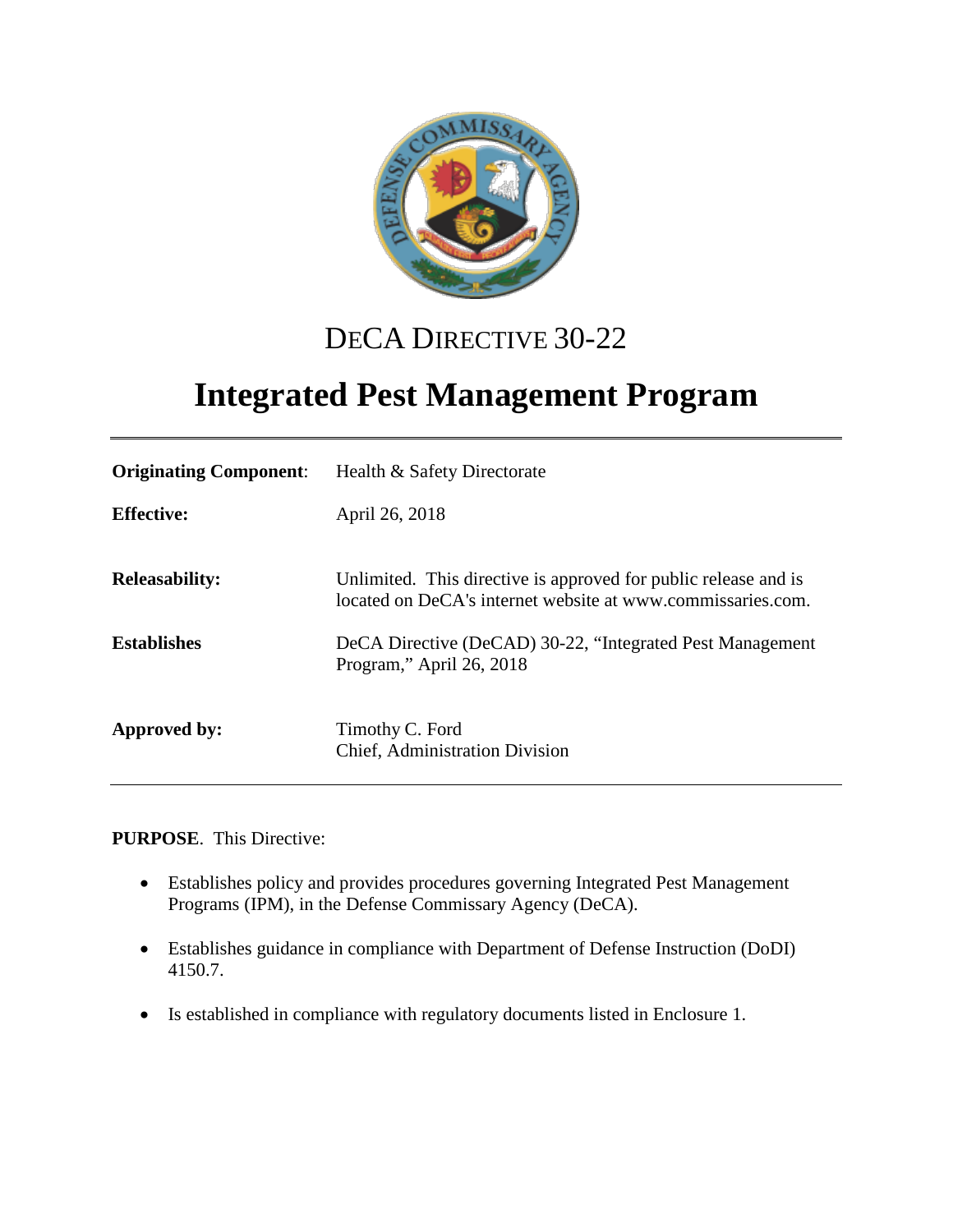# DECA DIRECTIVE 30-22

# Integrated Pest Management Program

| | |
|---|---|
| **Originating Component**: | Health & Safety Directorate |
| **Effective:** | April 26, 2018 |
| **Releasability:** | Unlimited. This directive is approved for public release and is located on DeCA's internet website at www.commissaries.com. |
| **Establishes** | DeCA Directive (DeCAD) 30-22, "Integrated Pest Management Program," April 26, 2018 |
| **Approved by:** | Timothy C. Ford<br>Chief, Administration Division |

**PURPOSE**. This Directive:

- Establishes policy and provides procedures governing Integrated Pest Management Programs (IPM), in the Defense Commissary Agency (DeCA).
- Establishes guidance in compliance with Department of Defense Instruction (DoDI) 4150.7.
- Is established in compliance with regulatory documents listed in Enclosure 1.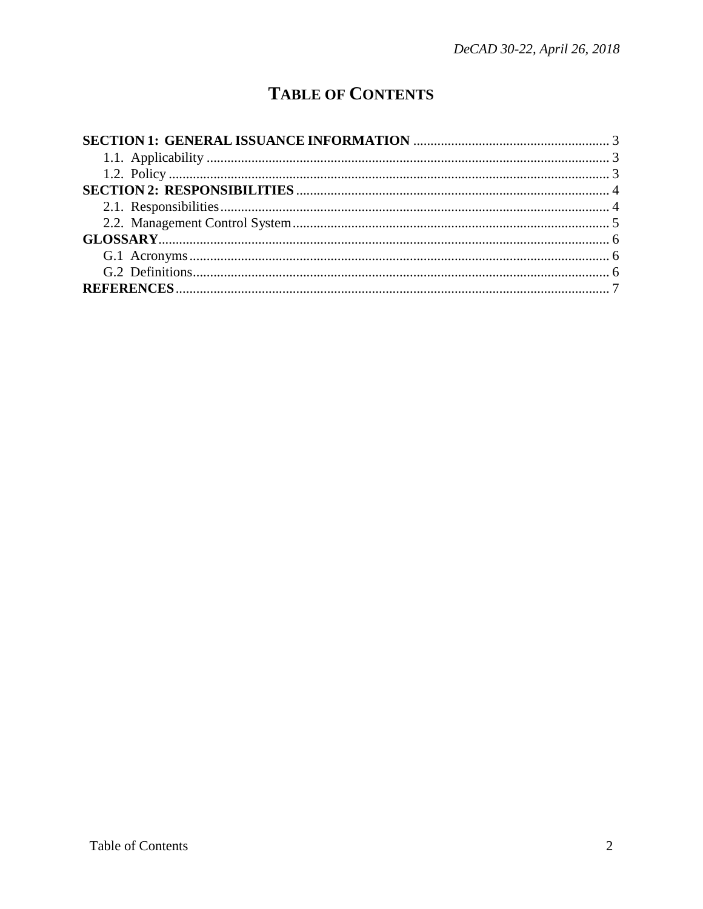# TABLE OF CONTENTS

**SECTION 1: GENERAL ISSUANCE INFORMATION** ........................................................ 3
- 1.1. Applicability ........................................................................................................ 3
- 1.2. Policy ................................................................................................................... 3

**SECTION 2: RESPONSIBILITIES** ........................................................................................ 4
- 2.1. Responsibilities .................................................................................................... 4
- 2.2. Management Control System ............................................................................... 5

**GLOSSARY** ............................................................................................................................ 6
- G.1 Acronyms ............................................................................................................... 6
- G.2 Definitions .............................................................................................................. 6

**REFERENCES** ........................................................................................................................ 7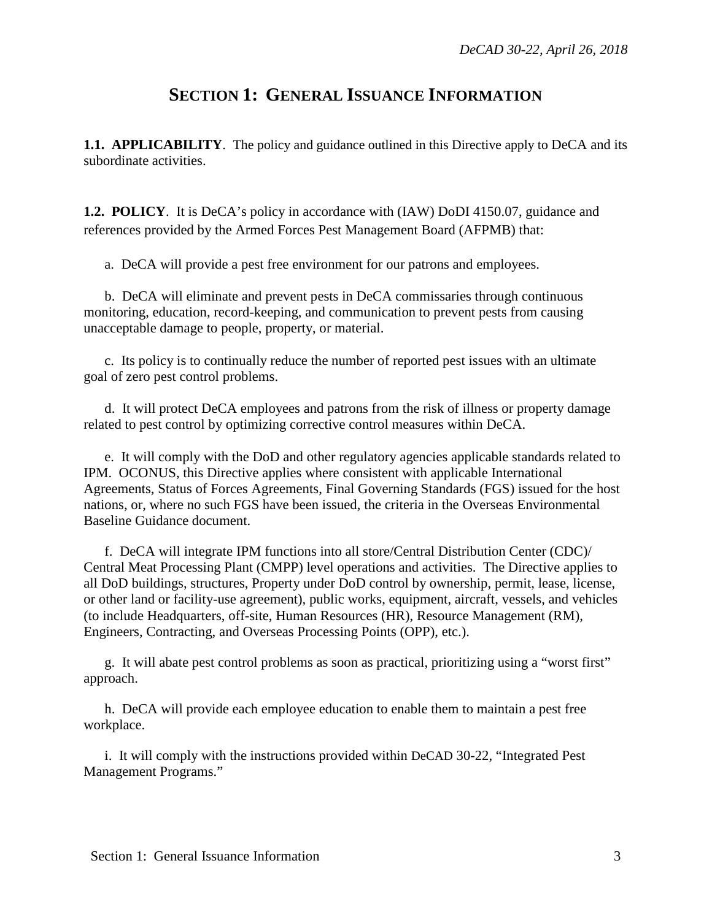# SECTION 1: GENERAL ISSUANCE INFORMATION

**1.1. APPLICABILITY**. The policy and guidance outlined in this Directive apply to DeCA and its subordinate activities.

**1.2. POLICY**. It is DeCA's policy in accordance with (IAW) DoDI 4150.07, guidance and references provided by the Armed Forces Pest Management Board (AFPMB) that:

a. DeCA will provide a pest free environment for our patrons and employees.

b. DeCA will eliminate and prevent pests in DeCA commissaries through continuous monitoring, education, record-keeping, and communication to prevent pests from causing unacceptable damage to people, property, or material.

c. Its policy is to continually reduce the number of reported pest issues with an ultimate goal of zero pest control problems.

d. It will protect DeCA employees and patrons from the risk of illness or property damage related to pest control by optimizing corrective control measures within DeCA.

e. It will comply with the DoD and other regulatory agencies applicable standards related to IPM. OCONUS, this Directive applies where consistent with applicable International Agreements, Status of Forces Agreements, Final Governing Standards (FGS) issued for the host nations, or, where no such FGS have been issued, the criteria in the Overseas Environmental Baseline Guidance document.

f. DeCA will integrate IPM functions into all store/Central Distribution Center (CDC)/ Central Meat Processing Plant (CMPP) level operations and activities. The Directive applies to all DoD buildings, structures, Property under DoD control by ownership, permit, lease, license, or other land or facility-use agreement), public works, equipment, aircraft, vessels, and vehicles (to include Headquarters, off-site, Human Resources (HR), Resource Management (RM), Engineers, Contracting, and Overseas Processing Points (OPP), etc.).

g. It will abate pest control problems as soon as practical, prioritizing using a "worst first" approach.

h. DeCA will provide each employee education to enable them to maintain a pest free workplace.

i. It will comply with the instructions provided within DeCAD 30-22, "Integrated Pest Management Programs."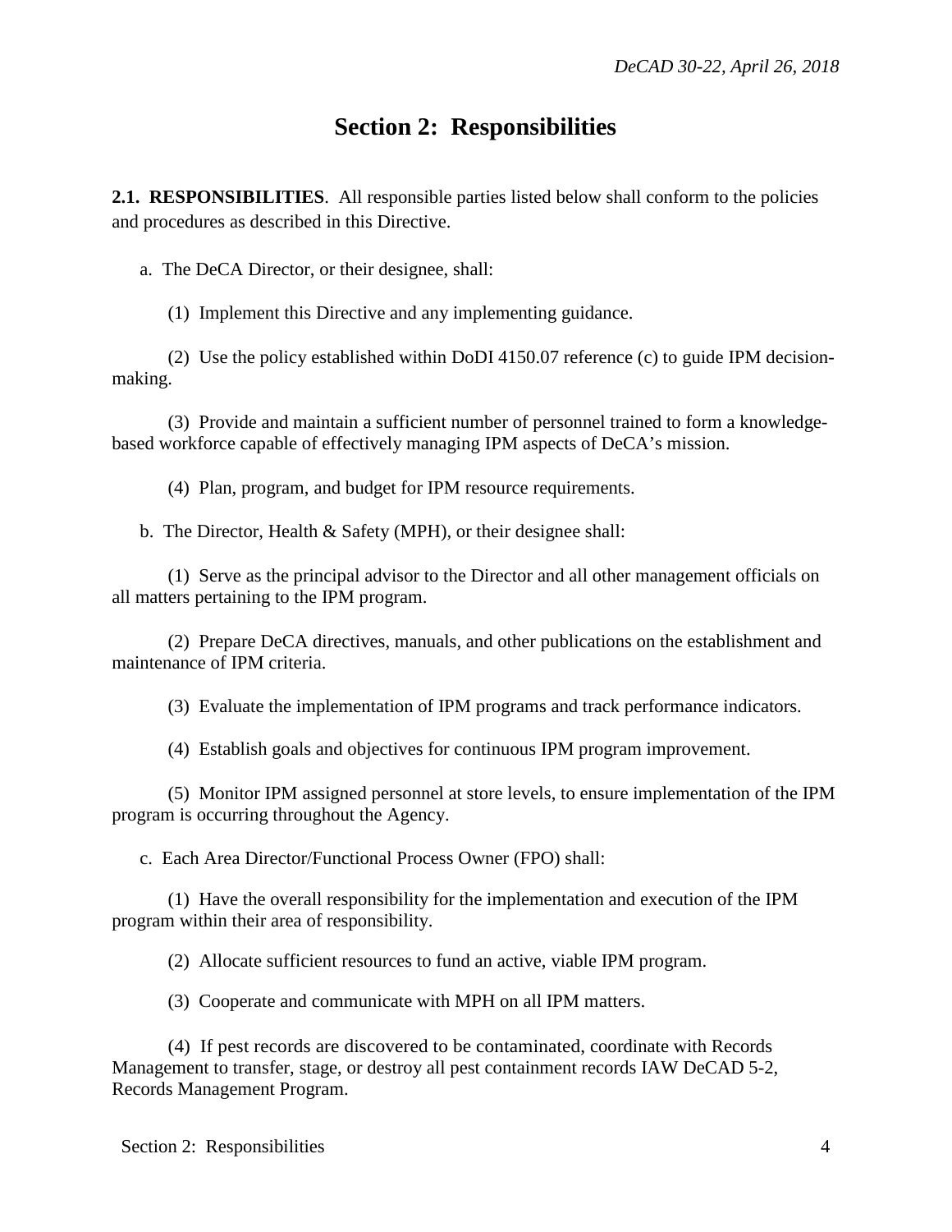# Section 2: Responsibilities

**2.1. RESPONSIBILITIES**. All responsible parties listed below shall conform to the policies and procedures as described in this Directive.

a. The DeCA Director, or their designee, shall:

(1) Implement this Directive and any implementing guidance.

(2) Use the policy established within DoDI 4150.07 reference (c) to guide IPM decision-making.

(3) Provide and maintain a sufficient number of personnel trained to form a knowledge-based workforce capable of effectively managing IPM aspects of DeCA's mission.

(4) Plan, program, and budget for IPM resource requirements.

b. The Director, Health & Safety (MPH), or their designee shall:

(1) Serve as the principal advisor to the Director and all other management officials on all matters pertaining to the IPM program.

(2) Prepare DeCA directives, manuals, and other publications on the establishment and maintenance of IPM criteria.

(3) Evaluate the implementation of IPM programs and track performance indicators.

(4) Establish goals and objectives for continuous IPM program improvement.

(5) Monitor IPM assigned personnel at store levels, to ensure implementation of the IPM program is occurring throughout the Agency.

c. Each Area Director/Functional Process Owner (FPO) shall:

(1) Have the overall responsibility for the implementation and execution of the IPM program within their area of responsibility.

(2) Allocate sufficient resources to fund an active, viable IPM program.

(3) Cooperate and communicate with MPH on all IPM matters.

(4) If pest records are discovered to be contaminated, coordinate with Records Management to transfer, stage, or destroy all pest containment records IAW DeCAD 5-2, Records Management Program.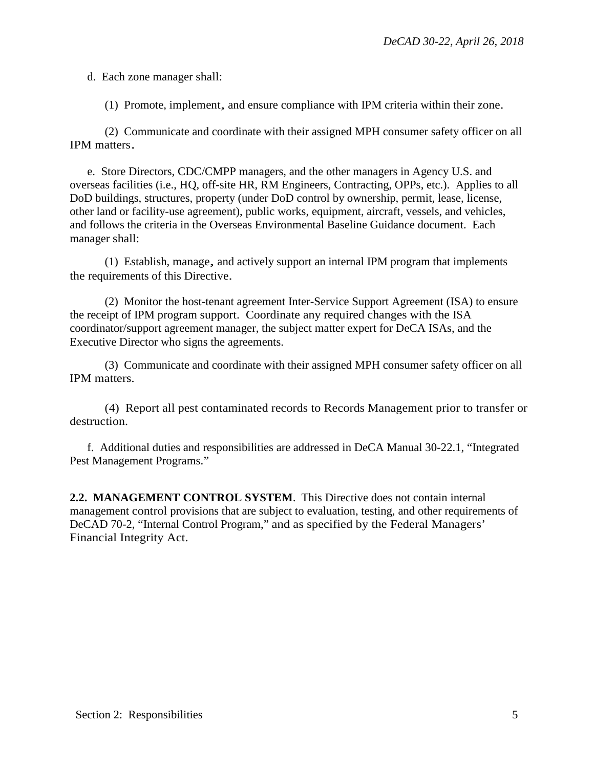d. Each zone manager shall:

(1) Promote, implement, and ensure compliance with IPM criteria within their zone.

(2) Communicate and coordinate with their assigned MPH consumer safety officer on all IPM matters.

e. Store Directors, CDC/CMPP managers, and the other managers in Agency U.S. and overseas facilities (i.e., HQ, off-site HR, RM Engineers, Contracting, OPPs, etc.). Applies to all DoD buildings, structures, property (under DoD control by ownership, permit, lease, license, other land or facility-use agreement), public works, equipment, aircraft, vessels, and vehicles, and follows the criteria in the Overseas Environmental Baseline Guidance document. Each manager shall:

(1) Establish, manage, and actively support an internal IPM program that implements the requirements of this Directive.

(2) Monitor the host-tenant agreement Inter-Service Support Agreement (ISA) to ensure the receipt of IPM program support. Coordinate any required changes with the ISA coordinator/support agreement manager, the subject matter expert for DeCA ISAs, and the Executive Director who signs the agreements.

(3) Communicate and coordinate with their assigned MPH consumer safety officer on all IPM matters.

(4) Report all pest contaminated records to Records Management prior to transfer or destruction.

f. Additional duties and responsibilities are addressed in DeCA Manual 30-22.1, "Integrated Pest Management Programs."

**2.2. MANAGEMENT CONTROL SYSTEM**. This Directive does not contain internal management control provisions that are subject to evaluation, testing, and other requirements of DeCAD 70-2, "Internal Control Program," and as specified by the Federal Managers' Financial Integrity Act.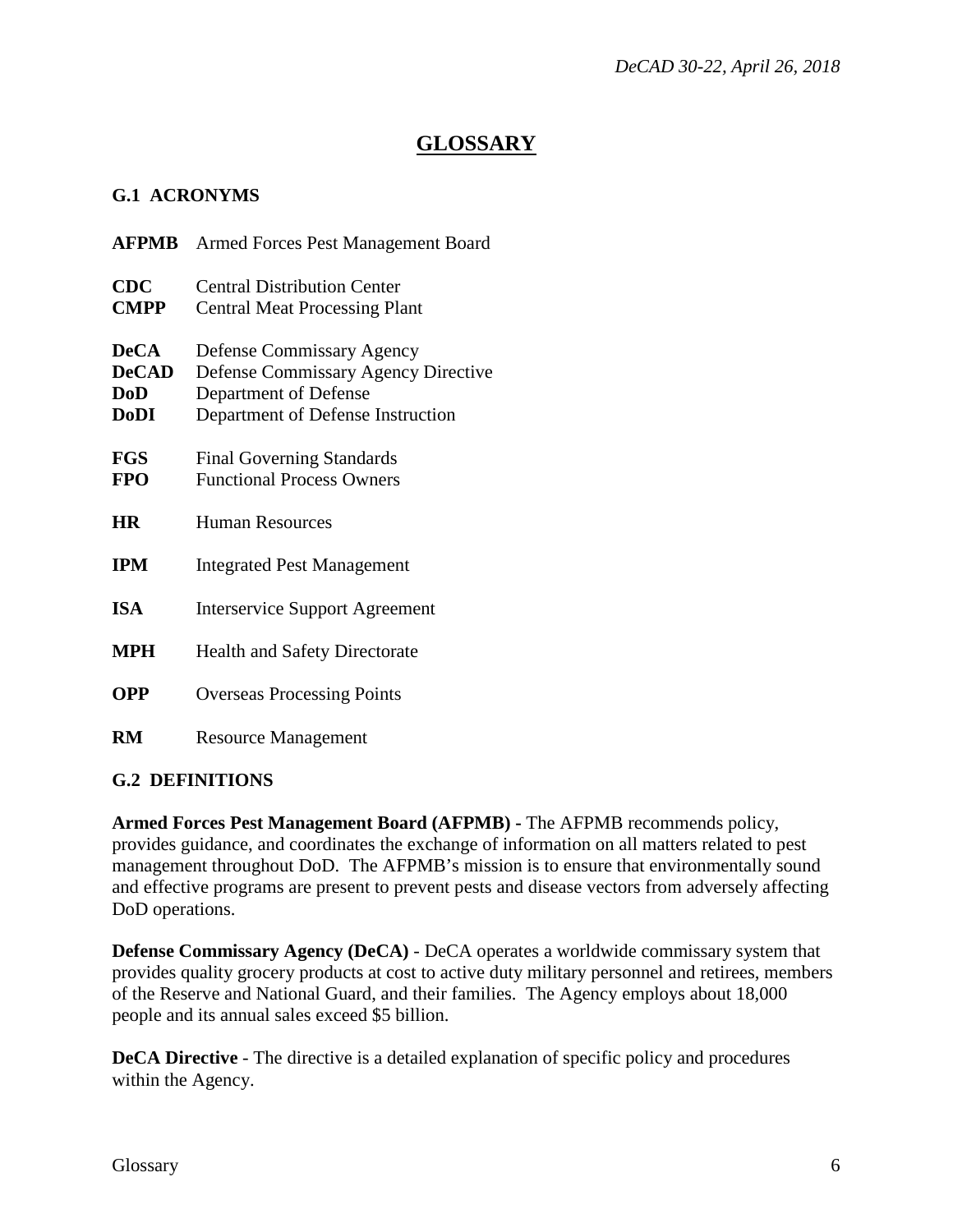# GLOSSARY

## G.1 ACRONYMS

**AFPMB** Armed Forces Pest Management Board

**CDC** Central Distribution Center
**CMPP** Central Meat Processing Plant

**DeCA** Defense Commissary Agency
**DeCAD** Defense Commissary Agency Directive
**DoD** Department of Defense
**DoDI** Department of Defense Instruction

**FGS** Final Governing Standards
**FPO** Functional Process Owners

**HR** Human Resources

**IPM** Integrated Pest Management

**ISA** Interservice Support Agreement

**MPH** Health and Safety Directorate

**OPP** Overseas Processing Points

**RM** Resource Management

## G.2 DEFINITIONS

**Armed Forces Pest Management Board (AFPMB) -** The AFPMB recommends policy, provides guidance, and coordinates the exchange of information on all matters related to pest management throughout DoD. The AFPMB's mission is to ensure that environmentally sound and effective programs are present to prevent pests and disease vectors from adversely affecting DoD operations.

**Defense Commissary Agency (DeCA)** - DeCA operates a worldwide commissary system that provides quality grocery products at cost to active duty military personnel and retirees, members of the Reserve and National Guard, and their families. The Agency employs about 18,000 people and its annual sales exceed $5 billion.

**DeCA Directive** - The directive is a detailed explanation of specific policy and procedures within the Agency.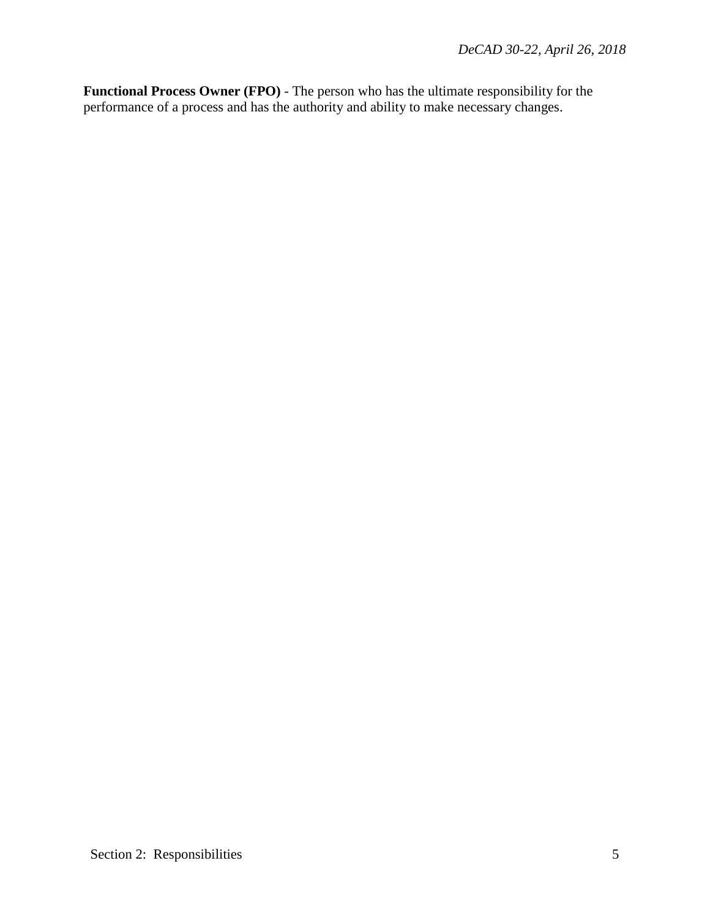**Functional Process Owner (FPO)** - The person who has the ultimate responsibility for the performance of a process and has the authority and ability to make necessary changes.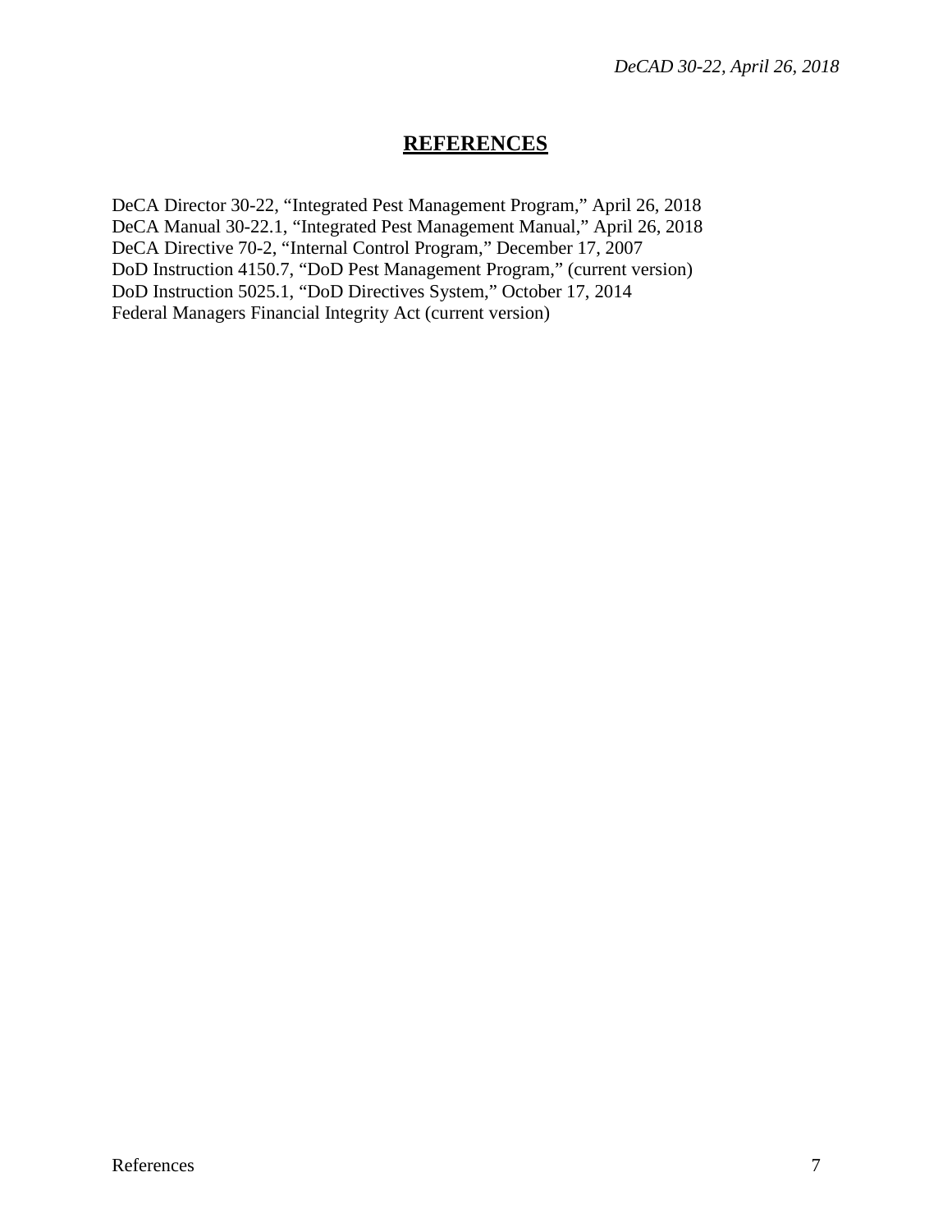# REFERENCES

DeCA Director 30-22, "Integrated Pest Management Program," April 26, 2018
DeCA Manual 30-22.1, "Integrated Pest Management Manual," April 26, 2018
DeCA Directive 70-2, "Internal Control Program," December 17, 2007
DoD Instruction 4150.7, "DoD Pest Management Program," (current version)
DoD Instruction 5025.1, "DoD Directives System," October 17, 2014
Federal Managers Financial Integrity Act (current version)